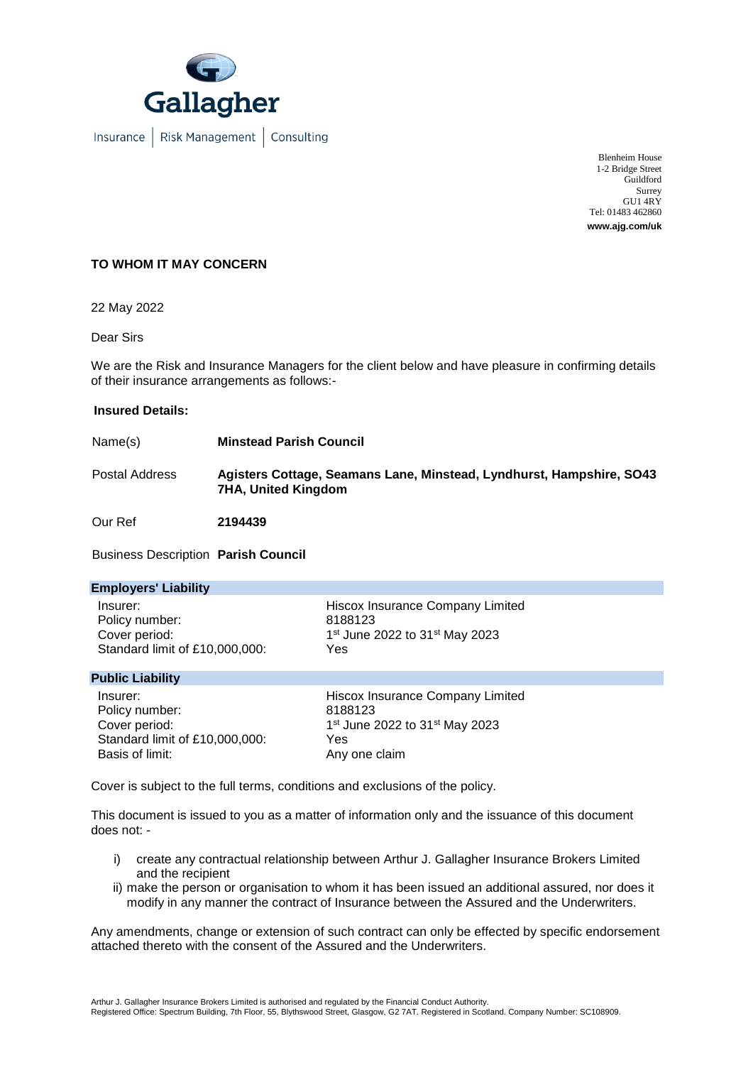Gallagher

Insurance | Risk Management | Consulting

Blenheim House
1-2 Bridge Street
Guildford
Surrey
GU1 4RY
Tel: 01483 462860
**www.ajg.com/uk**

**TO WHOM IT MAY CONCERN**

22 May 2022

Dear Sirs

We are the Risk and Insurance Managers for the client below and have pleasure in confirming details of their insurance arrangements as follows:-

**Insured Details:**

| | |
|---|---|
| Name(s) | **Minstead Parish Council** |
| Postal Address | **Agisters Cottage, Seamans Lane, Minstead, Lyndhurst, Hampshire, SO43 7HA, United Kingdom** |
| Our Ref | **2194439** |
| Business Description | **Parish Council** |

**Employers' Liability**

| | |
|---|---|
| Insurer: | Hiscox Insurance Company Limited |
| Policy number: | 8188123 |
| Cover period: | 1st June 2022 to 31st May 2023 |
| Standard limit of £10,000,000: | Yes |

**Public Liability**

| | |
|---|---|
| Insurer: | Hiscox Insurance Company Limited |
| Policy number: | 8188123 |
| Cover period: | 1st June 2022 to 31st May 2023 |
| Standard limit of £10,000,000: | Yes |
| Basis of limit: | Any one claim |

Cover is subject to the full terms, conditions and exclusions of the policy.

This document is issued to you as a matter of information only and the issuance of this document does not: -

i) create any contractual relationship between Arthur J. Gallagher Insurance Brokers Limited and the recipient
ii) make the person or organisation to whom it has been issued an additional assured, nor does it modify in any manner the contract of Insurance between the Assured and the Underwriters.

Any amendments, change or extension of such contract can only be effected by specific endorsement attached thereto with the consent of the Assured and the Underwriters.

Arthur J. Gallagher Insurance Brokers Limited is authorised and regulated by the Financial Conduct Authority.
Registered Office: Spectrum Building, 7th Floor, 55, Blythswood Street, Glasgow, G2 7AT. Registered in Scotland. Company Number: SC108909.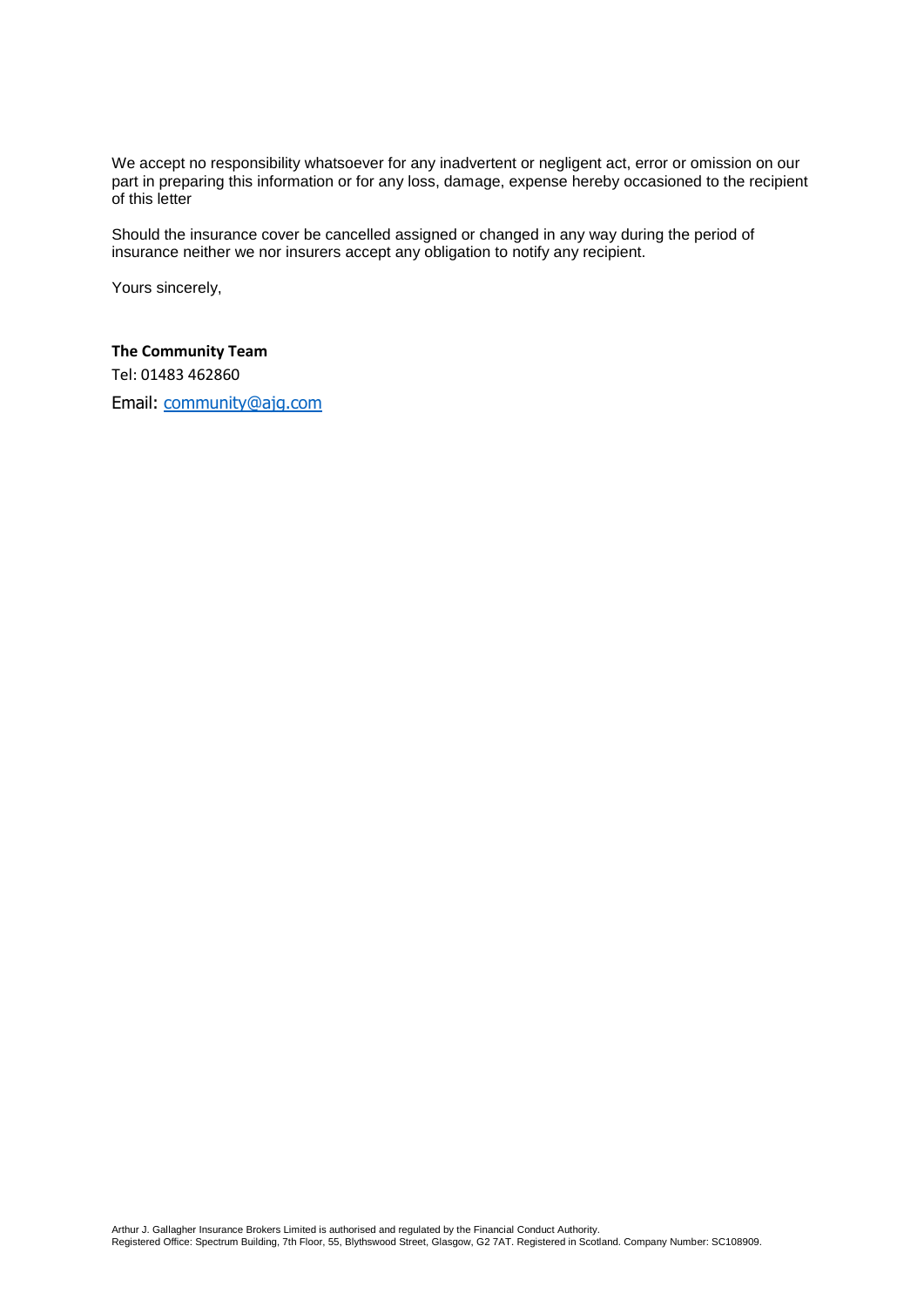We accept no responsibility whatsoever for any inadvertent or negligent act, error or omission on our part in preparing this information or for any loss, damage, expense hereby occasioned to the recipient of this letter

Should the insurance cover be cancelled assigned or changed in any way during the period of insurance neither we nor insurers accept any obligation to notify any recipient.

Yours sincerely,

**The Community Team**

Tel: 01483 462860

Email: community@ajg.com

Arthur J. Gallagher Insurance Brokers Limited is authorised and regulated by the Financial Conduct Authority.
Registered Office: Spectrum Building, 7th Floor, 55, Blythswood Street, Glasgow, G2 7AT. Registered in Scotland. Company Number: SC108909.